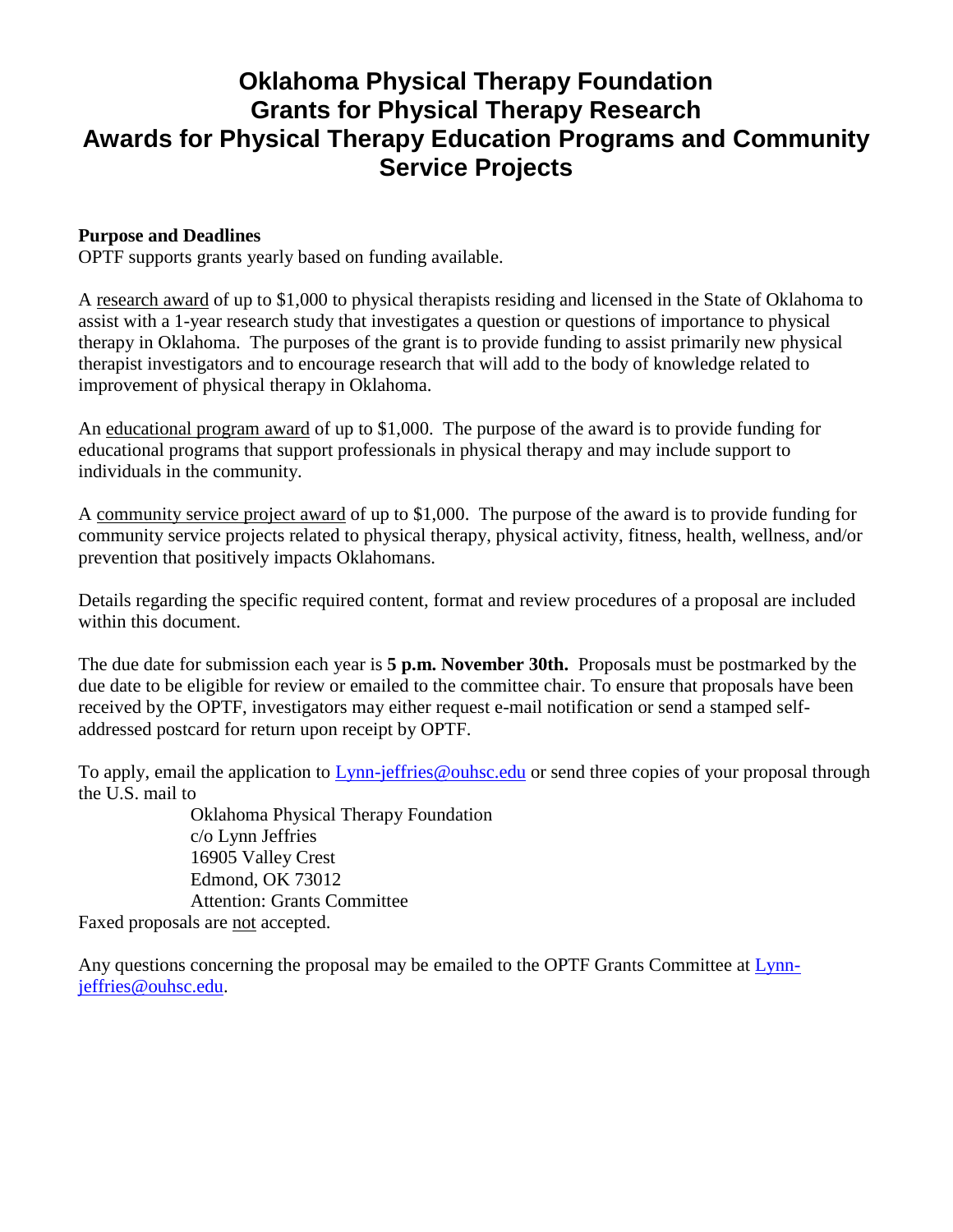# Oklahoma Physical Therapy Foundation
# Grants for Physical Therapy Research
# Awards for Physical Therapy Education Programs and Community Service Projects

**Purpose and Deadlines**

OPTF supports grants yearly based on funding available.

A research award of up to $1,000 to physical therapists residing and licensed in the State of Oklahoma to assist with a 1-year research study that investigates a question or questions of importance to physical therapy in Oklahoma. The purposes of the grant is to provide funding to assist primarily new physical therapist investigators and to encourage research that will add to the body of knowledge related to improvement of physical therapy in Oklahoma.

An educational program award of up to $1,000. The purpose of the award is to provide funding for educational programs that support professionals in physical therapy and may include support to individuals in the community.

A community service project award of up to $1,000. The purpose of the award is to provide funding for community service projects related to physical therapy, physical activity, fitness, health, wellness, and/or prevention that positively impacts Oklahomans.

Details regarding the specific required content, format and review procedures of a proposal are included within this document.

The due date for submission each year is **5 p.m. November 30th.** Proposals must be postmarked by the due date to be eligible for review or emailed to the committee chair. To ensure that proposals have been received by the OPTF, investigators may either request e-mail notification or send a stamped self-addressed postcard for return upon receipt by OPTF.

To apply, email the application to Lynn-jeffries@ouhsc.edu or send three copies of your proposal through the U.S. mail to

> Oklahoma Physical Therapy Foundation
> c/o Lynn Jeffries
> 16905 Valley Crest
> Edmond, OK 73012
> Attention: Grants Committee

Faxed proposals are not accepted.

Any questions concerning the proposal may be emailed to the OPTF Grants Committee at Lynn-jeffries@ouhsc.edu.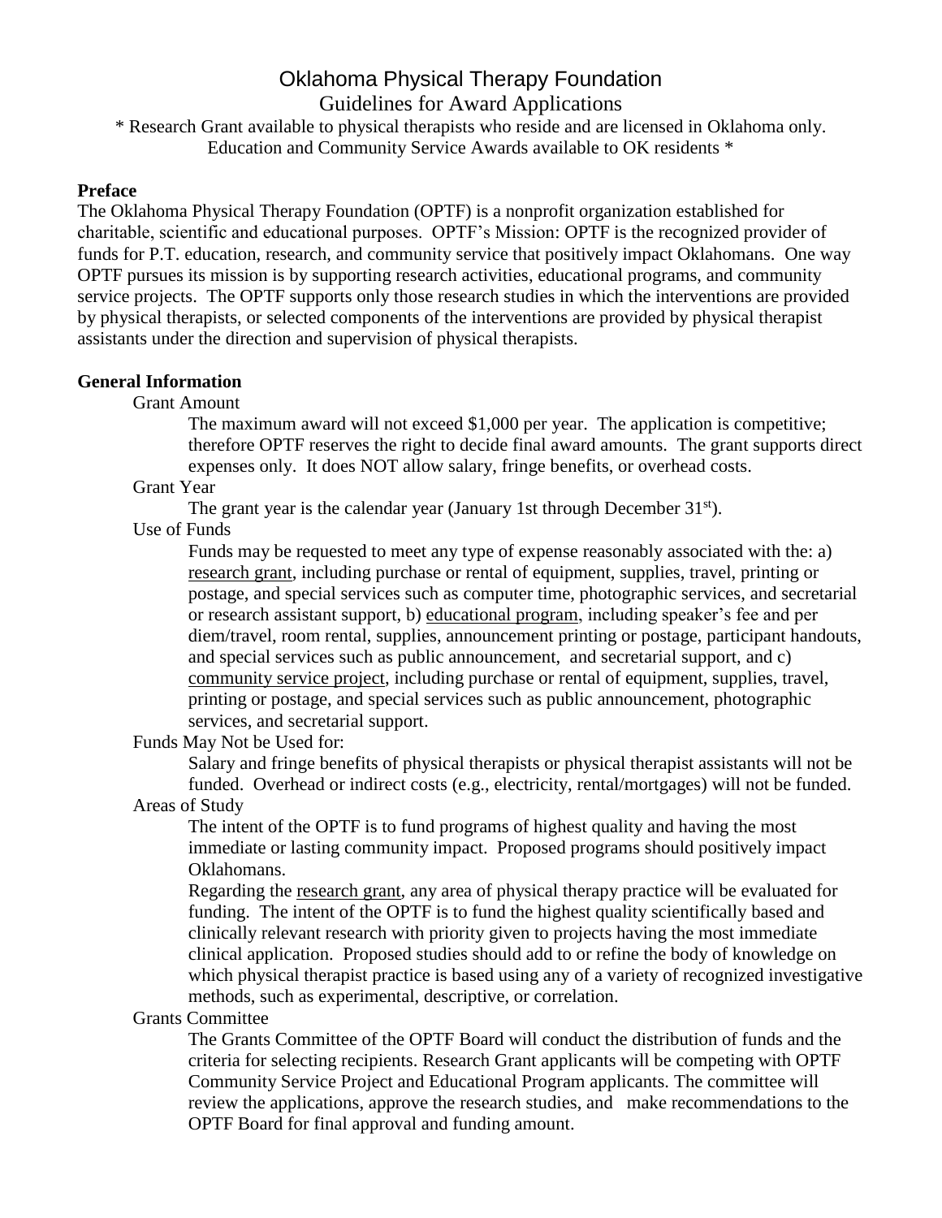# Oklahoma Physical Therapy Foundation

## Guidelines for Award Applications

\* Research Grant available to physical therapists who reside and are licensed in Oklahoma only. Education and Community Service Awards available to OK residents \*

**Preface**

The Oklahoma Physical Therapy Foundation (OPTF) is a nonprofit organization established for charitable, scientific and educational purposes. OPTF's Mission: OPTF is the recognized provider of funds for P.T. education, research, and community service that positively impact Oklahomans. One way OPTF pursues its mission is by supporting research activities, educational programs, and community service projects. The OPTF supports only those research studies in which the interventions are provided by physical therapists, or selected components of the interventions are provided by physical therapist assistants under the direction and supervision of physical therapists.

**General Information**

Grant Amount

The maximum award will not exceed $1,000 per year. The application is competitive; therefore OPTF reserves the right to decide final award amounts. The grant supports direct expenses only. It does NOT allow salary, fringe benefits, or overhead costs.

Grant Year

The grant year is the calendar year (January 1st through December 31st).

Use of Funds

Funds may be requested to meet any type of expense reasonably associated with the: a) research grant, including purchase or rental of equipment, supplies, travel, printing or postage, and special services such as computer time, photographic services, and secretarial or research assistant support, b) educational program, including speaker's fee and per diem/travel, room rental, supplies, announcement printing or postage, participant handouts, and special services such as public announcement, and secretarial support, and c) community service project, including purchase or rental of equipment, supplies, travel, printing or postage, and special services such as public announcement, photographic services, and secretarial support.

Funds May Not be Used for:

Salary and fringe benefits of physical therapists or physical therapist assistants will not be funded. Overhead or indirect costs (e.g., electricity, rental/mortgages) will not be funded.

Areas of Study

The intent of the OPTF is to fund programs of highest quality and having the most immediate or lasting community impact. Proposed programs should positively impact Oklahomans.

Regarding the research grant, any area of physical therapy practice will be evaluated for funding. The intent of the OPTF is to fund the highest quality scientifically based and clinically relevant research with priority given to projects having the most immediate clinical application. Proposed studies should add to or refine the body of knowledge on which physical therapist practice is based using any of a variety of recognized investigative methods, such as experimental, descriptive, or correlation.

Grants Committee

The Grants Committee of the OPTF Board will conduct the distribution of funds and the criteria for selecting recipients. Research Grant applicants will be competing with OPTF Community Service Project and Educational Program applicants. The committee will review the applications, approve the research studies, and make recommendations to the OPTF Board for final approval and funding amount.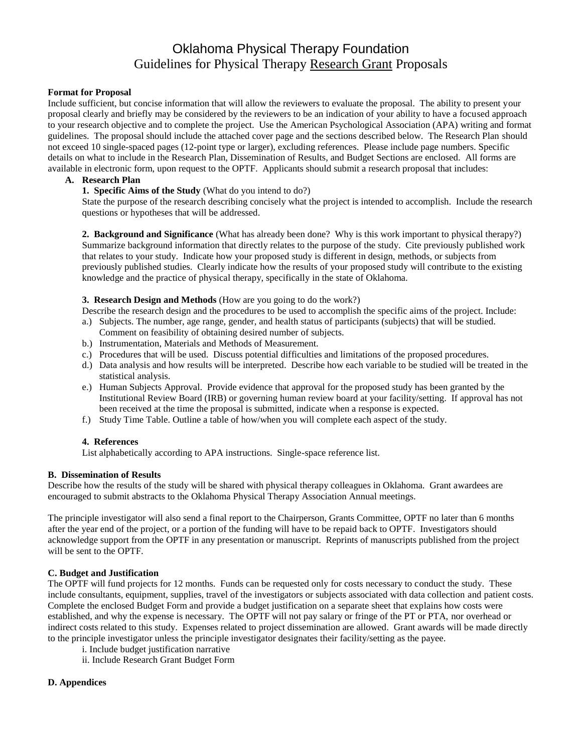# Oklahoma Physical Therapy Foundation
## Guidelines for Physical Therapy Research Grant Proposals

**Format for Proposal**

Include sufficient, but concise information that will allow the reviewers to evaluate the proposal. The ability to present your proposal clearly and briefly may be considered by the reviewers to be an indication of your ability to have a focused approach to your research objective and to complete the project. Use the American Psychological Association (APA) writing and format guidelines. The proposal should include the attached cover page and the sections described below. The Research Plan should not exceed 10 single-spaced pages (12-point type or larger), excluding references. Please include page numbers. Specific details on what to include in the Research Plan, Dissemination of Results, and Budget Sections are enclosed. All forms are available in electronic form, upon request to the OPTF. Applicants should submit a research proposal that includes:

**A. Research Plan**

**1. Specific Aims of the Study** (What do you intend to do?)

State the purpose of the research describing concisely what the project is intended to accomplish. Include the research questions or hypotheses that will be addressed.

**2. Background and Significance** (What has already been done? Why is this work important to physical therapy?)

Summarize background information that directly relates to the purpose of the study. Cite previously published work that relates to your study. Indicate how your proposed study is different in design, methods, or subjects from previously published studies. Clearly indicate how the results of your proposed study will contribute to the existing knowledge and the practice of physical therapy, specifically in the state of Oklahoma.

**3. Research Design and Methods** (How are you going to do the work?)

Describe the research design and the procedures to be used to accomplish the specific aims of the project. Include:

a.) Subjects. The number, age range, gender, and health status of participants (subjects) that will be studied. Comment on feasibility of obtaining desired number of subjects.

b.) Instrumentation, Materials and Methods of Measurement.

c.) Procedures that will be used. Discuss potential difficulties and limitations of the proposed procedures.

d.) Data analysis and how results will be interpreted. Describe how each variable to be studied will be treated in the statistical analysis.

e.) Human Subjects Approval. Provide evidence that approval for the proposed study has been granted by the Institutional Review Board (IRB) or governing human review board at your facility/setting. If approval has not been received at the time the proposal is submitted, indicate when a response is expected.

f.) Study Time Table. Outline a table of how/when you will complete each aspect of the study.

**4. References**

List alphabetically according to APA instructions. Single-space reference list.

**B. Dissemination of Results**

Describe how the results of the study will be shared with physical therapy colleagues in Oklahoma. Grant awardees are encouraged to submit abstracts to the Oklahoma Physical Therapy Association Annual meetings.

The principle investigator will also send a final report to the Chairperson, Grants Committee, OPTF no later than 6 months after the year end of the project, or a portion of the funding will have to be repaid back to OPTF. Investigators should acknowledge support from the OPTF in any presentation or manuscript. Reprints of manuscripts published from the project will be sent to the OPTF.

**C. Budget and Justification**

The OPTF will fund projects for 12 months. Funds can be requested only for costs necessary to conduct the study. These include consultants, equipment, supplies, travel of the investigators or subjects associated with data collection and patient costs. Complete the enclosed Budget Form and provide a budget justification on a separate sheet that explains how costs were established, and why the expense is necessary. The OPTF will not pay salary or fringe of the PT or PTA, nor overhead or indirect costs related to this study. Expenses related to project dissemination are allowed. Grant awards will be made directly to the principle investigator unless the principle investigator designates their facility/setting as the payee.

i. Include budget justification narrative

ii. Include Research Grant Budget Form

**D. Appendices**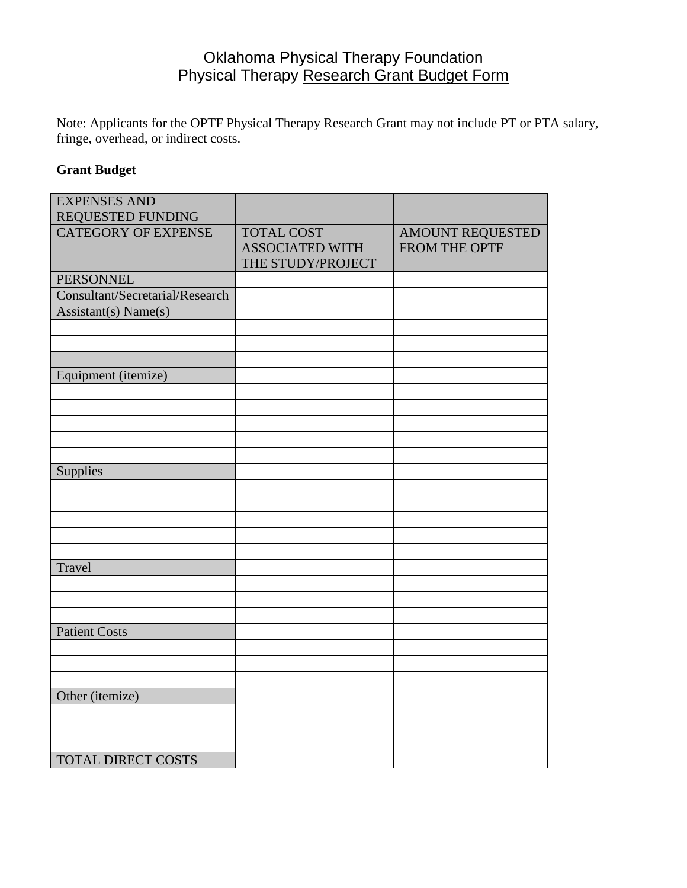# Oklahoma Physical Therapy Foundation
## Physical Therapy Research Grant Budget Form

Note: Applicants for the OPTF Physical Therapy Research Grant may not include PT or PTA salary, fringe, overhead, or indirect costs.

**Grant Budget**

| EXPENSES AND REQUESTED FUNDING | | |
|---|---|---|
| CATEGORY OF EXPENSE | TOTAL COST ASSOCIATED WITH THE STUDY/PROJECT | AMOUNT REQUESTED FROM THE OPTF |
| PERSONNEL | | |
| Consultant/Secretarial/Research Assistant(s) Name(s) | | |
| | | |
| | | |
| | | |
| Equipment (itemize) | | |
| | | |
| | | |
| | | |
| | | |
| | | |
| Supplies | | |
| | | |
| | | |
| | | |
| | | |
| | | |
| Travel | | |
| | | |
| | | |
| | | |
| Patient Costs | | |
| | | |
| | | |
| | | |
| Other (itemize) | | |
| | | |
| | | |
| | | |
| TOTAL DIRECT COSTS | | |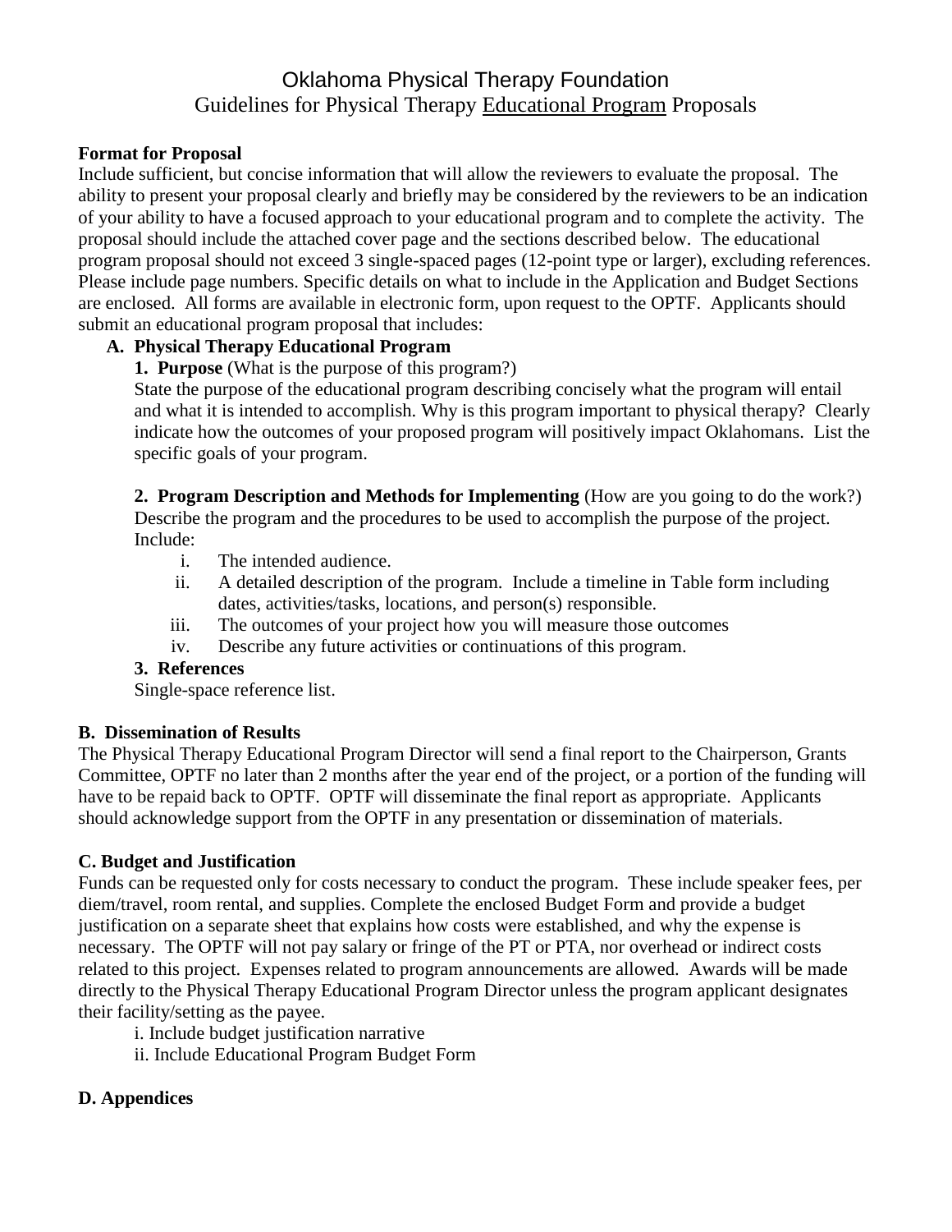# Oklahoma Physical Therapy Foundation

## Guidelines for Physical Therapy Educational Program Proposals

**Format for Proposal**

Include sufficient, but concise information that will allow the reviewers to evaluate the proposal. The ability to present your proposal clearly and briefly may be considered by the reviewers to be an indication of your ability to have a focused approach to your educational program and to complete the activity. The proposal should include the attached cover page and the sections described below. The educational program proposal should not exceed 3 single-spaced pages (12-point type or larger), excluding references. Please include page numbers. Specific details on what to include in the Application and Budget Sections are enclosed. All forms are available in electronic form, upon request to the OPTF. Applicants should submit an educational program proposal that includes:

**A. Physical Therapy Educational Program**

**1. Purpose** (What is the purpose of this program?)

State the purpose of the educational program describing concisely what the program will entail and what it is intended to accomplish. Why is this program important to physical therapy? Clearly indicate how the outcomes of your proposed program will positively impact Oklahomans. List the specific goals of your program.

**2. Program Description and Methods for Implementing** (How are you going to do the work?)

Describe the program and the procedures to be used to accomplish the purpose of the project. Include:

i. The intended audience.
ii. A detailed description of the program. Include a timeline in Table form including dates, activities/tasks, locations, and person(s) responsible.
iii. The outcomes of your project how you will measure those outcomes
iv. Describe any future activities or continuations of this program.

**3. References**

Single-space reference list.

**B. Dissemination of Results**

The Physical Therapy Educational Program Director will send a final report to the Chairperson, Grants Committee, OPTF no later than 2 months after the year end of the project, or a portion of the funding will have to be repaid back to OPTF. OPTF will disseminate the final report as appropriate. Applicants should acknowledge support from the OPTF in any presentation or dissemination of materials.

**C. Budget and Justification**

Funds can be requested only for costs necessary to conduct the program. These include speaker fees, per diem/travel, room rental, and supplies. Complete the enclosed Budget Form and provide a budget justification on a separate sheet that explains how costs were established, and why the expense is necessary. The OPTF will not pay salary or fringe of the PT or PTA, nor overhead or indirect costs related to this project. Expenses related to program announcements are allowed. Awards will be made directly to the Physical Therapy Educational Program Director unless the program applicant designates their facility/setting as the payee.

i. Include budget justification narrative
ii. Include Educational Program Budget Form

**D. Appendices**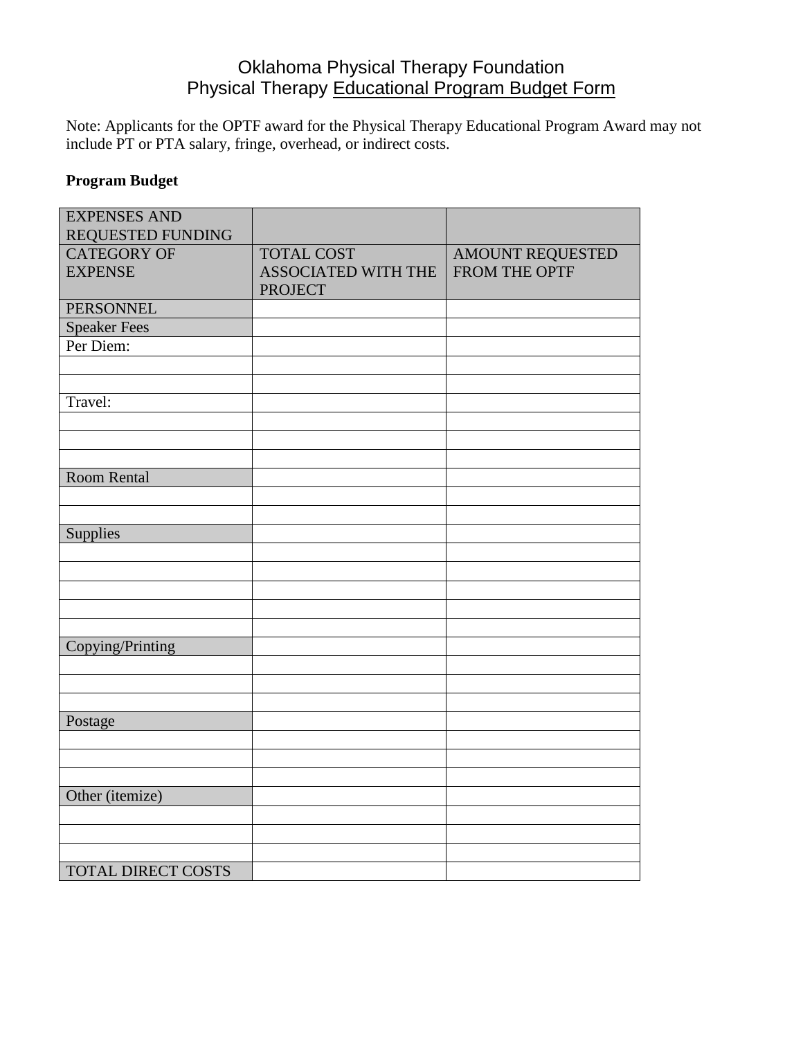# Oklahoma Physical Therapy Foundation
## Physical Therapy Educational Program Budget Form

Note: Applicants for the OPTF award for the Physical Therapy Educational Program Award may not include PT or PTA salary, fringe, overhead, or indirect costs.

**Program Budget**

| EXPENSES AND REQUESTED FUNDING | | |
|---|---|---|
| CATEGORY OF EXPENSE | TOTAL COST ASSOCIATED WITH THE PROJECT | AMOUNT REQUESTED FROM THE OPTF |
| PERSONNEL | | |
| Speaker Fees | | |
| Per Diem: | | |
| | | |
| | | |
| Travel: | | |
| | | |
| | | |
| | | |
| Room Rental | | |
| | | |
| | | |
| Supplies | | |
| | | |
| | | |
| | | |
| | | |
| | | |
| Copying/Printing | | |
| | | |
| | | |
| | | |
| Postage | | |
| | | |
| | | |
| | | |
| Other (itemize) | | |
| | | |
| | | |
| | | |
| TOTAL DIRECT COSTS | | |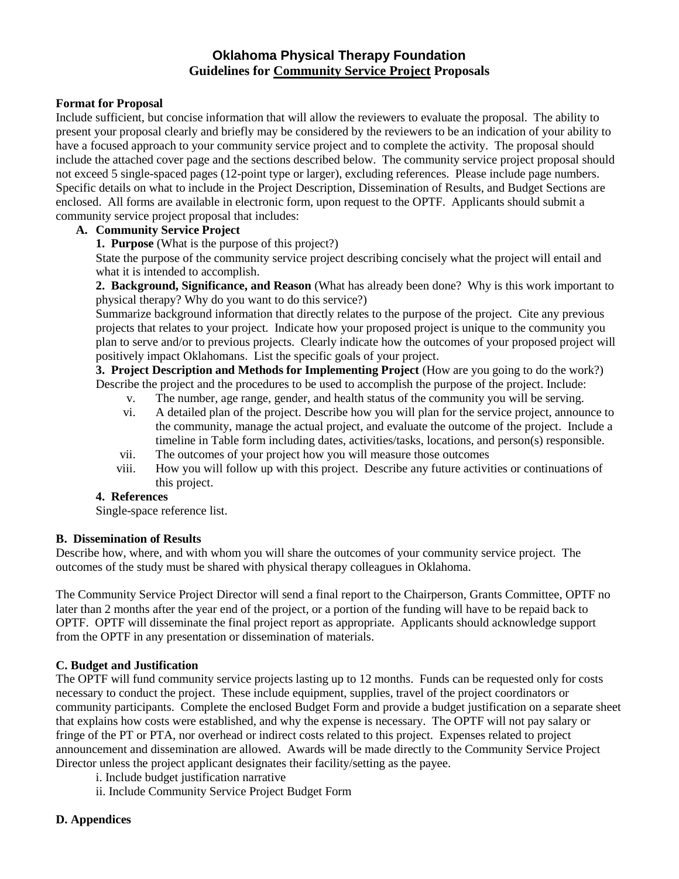# Oklahoma Physical Therapy Foundation
## Guidelines for <u>Community Service Project</u> Proposals

**Format for Proposal**

Include sufficient, but concise information that will allow the reviewers to evaluate the proposal. The ability to present your proposal clearly and briefly may be considered by the reviewers to be an indication of your ability to have a focused approach to your community service project and to complete the activity. The proposal should include the attached cover page and the sections described below. The community service project proposal should not exceed 5 single-spaced pages (12-point type or larger), excluding references. Please include page numbers. Specific details on what to include in the Project Description, Dissemination of Results, and Budget Sections are enclosed. All forms are available in electronic form, upon request to the OPTF. Applicants should submit a community service project proposal that includes:

**A. Community Service Project**

**1. Purpose** (What is the purpose of this project?)

State the purpose of the community service project describing concisely what the project will entail and what it is intended to accomplish.

**2. Background, Significance, and Reason** (What has already been done? Why is this work important to physical therapy? Why do you want to do this service?)

Summarize background information that directly relates to the purpose of the project. Cite any previous projects that relates to your project. Indicate how your proposed project is unique to the community you plan to serve and/or to previous projects. Clearly indicate how the outcomes of your proposed project will positively impact Oklahomans. List the specific goals of your project.

**3. Project Description and Methods for Implementing Project** (How are you going to do the work?)

Describe the project and the procedures to be used to accomplish the purpose of the project. Include:

v. The number, age range, gender, and health status of the community you will be serving.

vi. A detailed plan of the project. Describe how you will plan for the service project, announce to the community, manage the actual project, and evaluate the outcome of the project. Include a timeline in Table form including dates, activities/tasks, locations, and person(s) responsible.

vii. The outcomes of your project how you will measure those outcomes

viii. How you will follow up with this project. Describe any future activities or continuations of this project.

**4. References**

Single-space reference list.

**B. Dissemination of Results**

Describe how, where, and with whom you will share the outcomes of your community service project. The outcomes of the study must be shared with physical therapy colleagues in Oklahoma.

The Community Service Project Director will send a final report to the Chairperson, Grants Committee, OPTF no later than 2 months after the year end of the project, or a portion of the funding will have to be repaid back to OPTF. OPTF will disseminate the final project report as appropriate. Applicants should acknowledge support from the OPTF in any presentation or dissemination of materials.

**C. Budget and Justification**

The OPTF will fund community service projects lasting up to 12 months. Funds can be requested only for costs necessary to conduct the project. These include equipment, supplies, travel of the project coordinators or community participants. Complete the enclosed Budget Form and provide a budget justification on a separate sheet that explains how costs were established, and why the expense is necessary. The OPTF will not pay salary or fringe of the PT or PTA, nor overhead or indirect costs related to this project. Expenses related to project announcement and dissemination are allowed. Awards will be made directly to the Community Service Project Director unless the project applicant designates their facility/setting as the payee.

i. Include budget justification narrative

ii. Include Community Service Project Budget Form

**D. Appendices**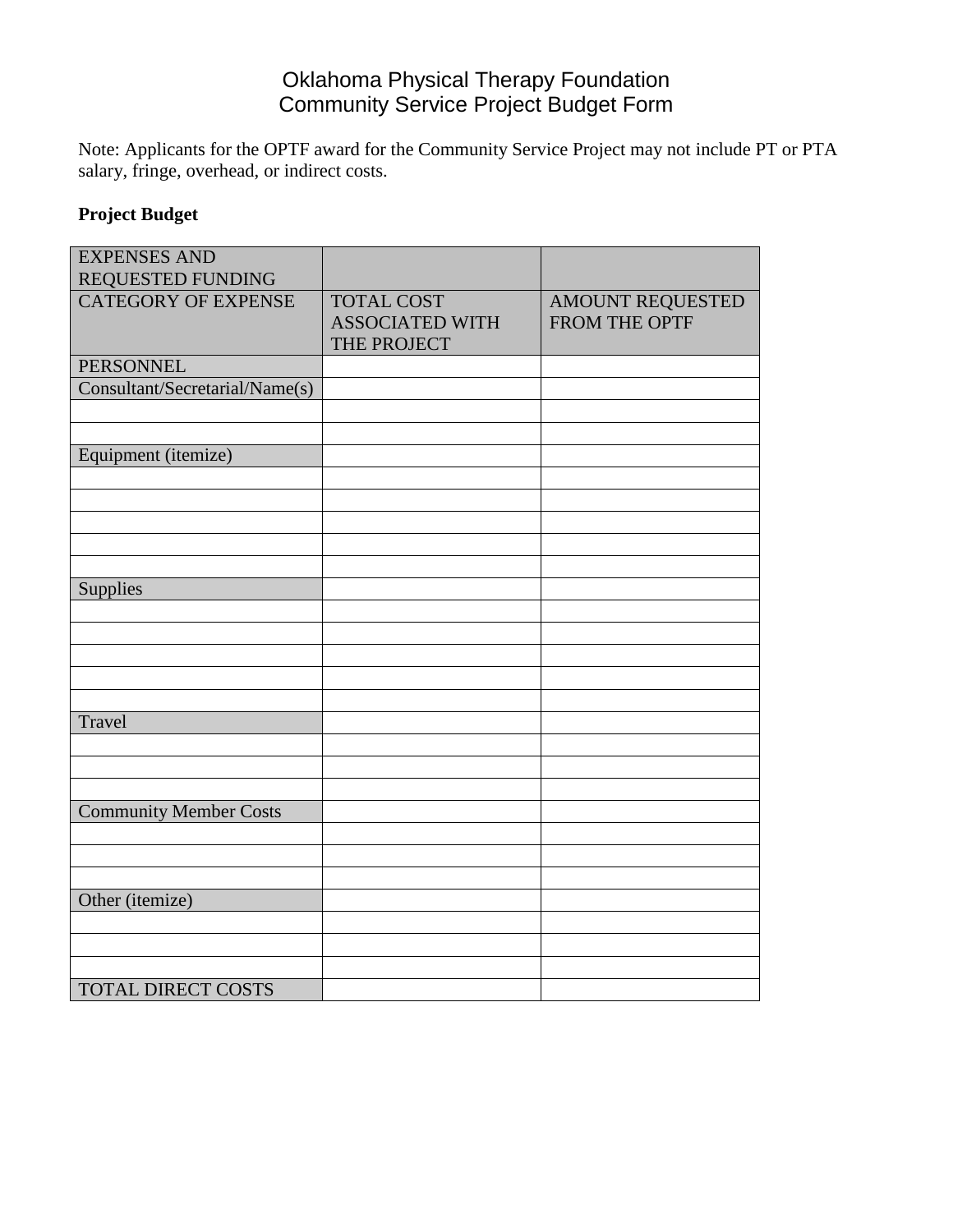# Oklahoma Physical Therapy Foundation
# Community Service Project Budget Form

Note: Applicants for the OPTF award for the Community Service Project may not include PT or PTA salary, fringe, overhead, or indirect costs.

**Project Budget**

| EXPENSES AND REQUESTED FUNDING | | |
|---|---|---|
| CATEGORY OF EXPENSE | TOTAL COST ASSOCIATED WITH THE PROJECT | AMOUNT REQUESTED FROM THE OPTF |
| PERSONNEL | | |
| Consultant/Secretarial/Name(s) | | |
| | | |
| | | |
| Equipment (itemize) | | |
| | | |
| | | |
| | | |
| | | |
| | | |
| Supplies | | |
| | | |
| | | |
| | | |
| | | |
| | | |
| Travel | | |
| | | |
| | | |
| | | |
| Community Member Costs | | |
| | | |
| | | |
| | | |
| Other (itemize) | | |
| | | |
| | | |
| | | |
| TOTAL DIRECT COSTS | | |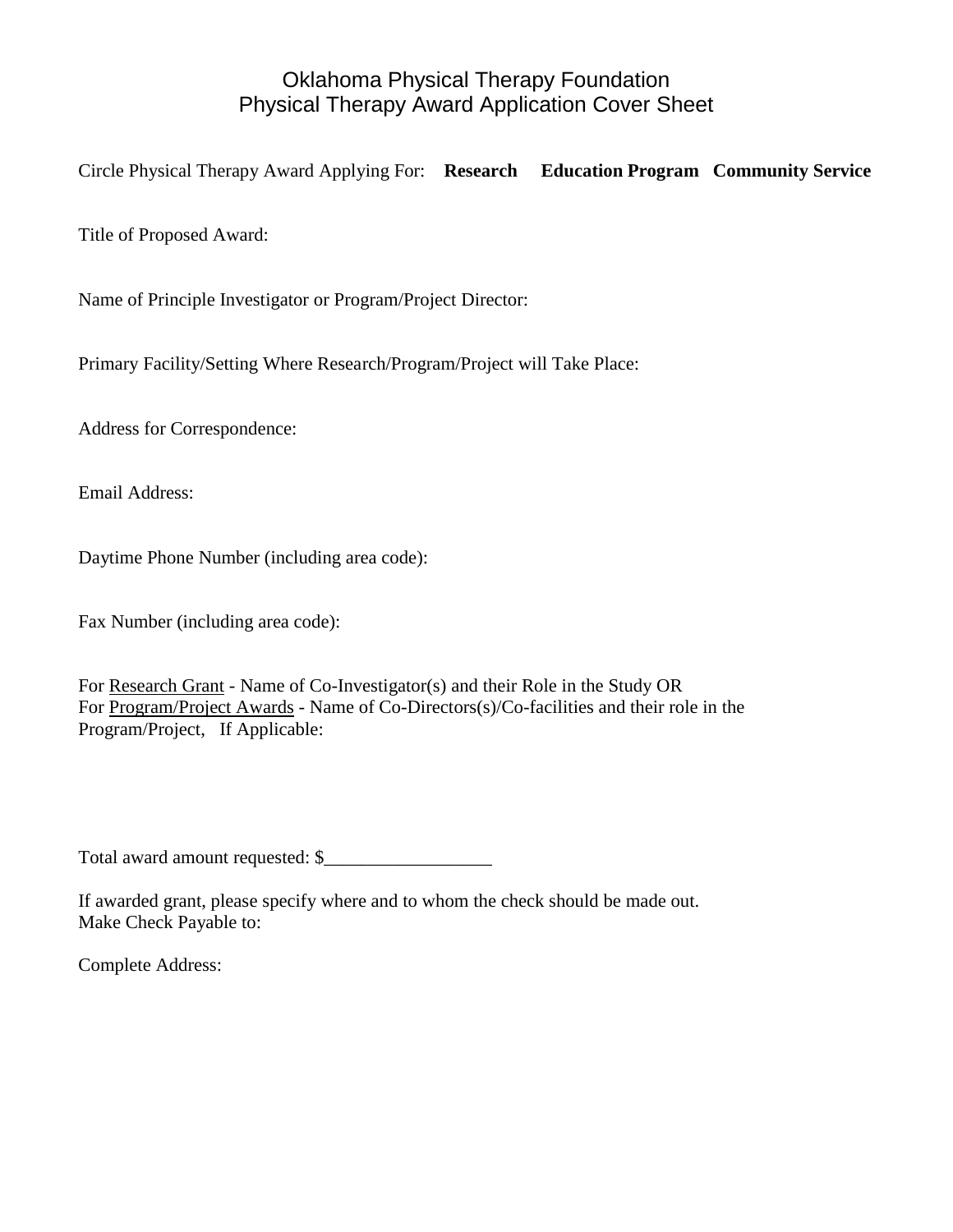# Oklahoma Physical Therapy Foundation
## Physical Therapy Award Application Cover Sheet

Circle Physical Therapy Award Applying For: **Research** **Education Program** **Community Service**

Title of Proposed Award:

Name of Principle Investigator or Program/Project Director:

Primary Facility/Setting Where Research/Program/Project will Take Place:

Address for Correspondence:

Email Address:

Daytime Phone Number (including area code):

Fax Number (including area code):

For <u>Research Grant</u> - Name of Co-Investigator(s) and their Role in the Study OR
For <u>Program/Project Awards</u> - Name of Co-Directors(s)/Co-facilities and their role in the Program/Project, If Applicable:

Total award amount requested: $__________________

If awarded grant, please specify where and to whom the check should be made out.
Make Check Payable to:

Complete Address: